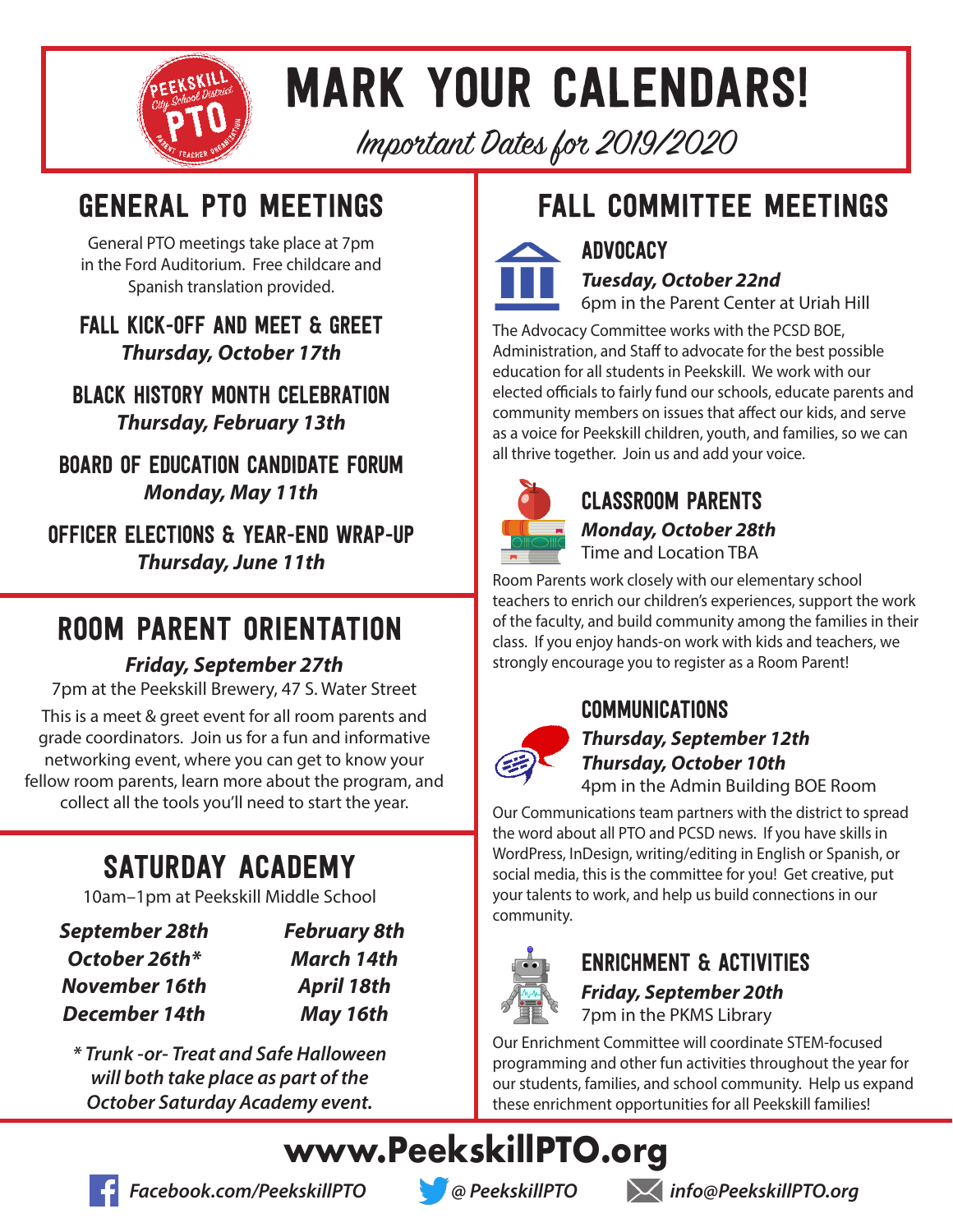# MARK YOUR CALENDARS!

*Important Dates for 2019/2020*

## GENERAL PTO MEETINGS

General PTO meetings take place at 7pm in the Ford Auditorium. Free childcare and Spanish translation provided.

### FALL KICK-OFF AND MEET & GREET

***Thursday, October 17th***

### BLACK HISTORY MONTH CELEBRATION

***Thursday, February 13th***

### BOARD OF EDUCATION CANDIDATE FORUM

***Monday, May 11th***

### OFFICER ELECTIONS & YEAR-END WRAP-UP

***Thursday, June 11th***

## ROOM PARENT ORIENTATION

***Friday, September 27th***

7pm at the Peekskill Brewery, 47 S. Water Street

This is a meet & greet event for all room parents and grade coordinators. Join us for a fun and informative networking event, where you can get to know your fellow room parents, learn more about the program, and collect all the tools you'll need to start the year.

## SATURDAY ACADEMY

10am–1pm at Peekskill Middle School

***September 28th***
***October 26th****
***November 16th***
***December 14th***
***February 8th***
***March 14th***
***April 18th***
***May 16th***

*\* Trunk -or- Treat and Safe Halloween will both take place as part of the October Saturday Academy event.*

## FALL COMMITTEE MEETINGS

### ADVOCACY

***Tuesday, October 22nd***

6pm in the Parent Center at Uriah Hill

The Advocacy Committee works with the PCSD BOE, Administration, and Staff to advocate for the best possible education for all students in Peekskill. We work with our elected officials to fairly fund our schools, educate parents and community members on issues that affect our kids, and serve as a voice for Peekskill children, youth, and families, so we can all thrive together. Join us and add your voice.

### CLASSROOM PARENTS

***Monday, October 28th***

Time and Location TBA

Room Parents work closely with our elementary school teachers to enrich our children's experiences, support the work of the faculty, and build community among the families in their class. If you enjoy hands-on work with kids and teachers, we strongly encourage you to register as a Room Parent!

### COMMUNICATIONS

***Thursday, September 12th***
***Thursday, October 10th***

4pm in the Admin Building BOE Room

Our Communications team partners with the district to spread the word about all PTO and PCSD news. If you have skills in WordPress, InDesign, writing/editing in English or Spanish, or social media, this is the committee for you! Get creative, put your talents to work, and help us build connections in our community.

### ENRICHMENT & ACTIVITIES

***Friday, September 20th***

7pm in the PKMS Library

Our Enrichment Committee will coordinate STEM-focused programming and other fun activities throughout the year for our students, families, and school community. Help us expand these enrichment opportunities for all Peekskill families!

**www.PeekskillPTO.org**

*Facebook.com/PeekskillPTO* | *@ PeekskillPTO* | *info@PeekskillPTO.org*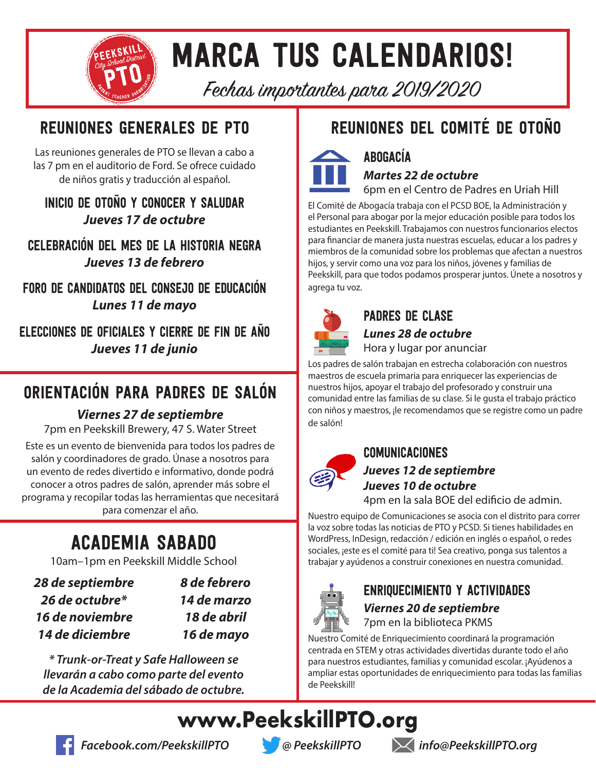# MARCA TUS CALENDARIOS!

*Fechas importantes para 2019/2020*

## REUNIONES GENERALES DE PTO

Las reuniones generales de PTO se llevan a cabo a las 7 pm en el auditorio de Ford. Se ofrece cuidado de niños gratis y traducción al español.

**INICIO DE OTOÑO Y CONOCER Y SALUDAR**
***Jueves 17 de octubre***

**CELEBRACIÓN DEL MES DE LA HISTORIA NEGRA**
***Jueves 13 de febrero***

**FORO DE CANDIDATOS DEL CONSEJO DE EDUCACIÓN**
***Lunes 11 de mayo***

**ELECCIONES DE OFICIALES Y CIERRE DE FIN DE AÑO**
***Jueves 11 de junio***

## ORIENTACIÓN PARA PADRES DE SALÓN

***Viernes 27 de septiembre***

7pm en Peekskill Brewery, 47 S. Water Street

Este es un evento de bienvenida para todos los padres de salón y coordinadores de grado. Únase a nosotros para un evento de redes divertido e informativo, donde podrá conocer a otros padres de salón, aprender más sobre el programa y recopilar todas las herramientas que necesitará para comenzar el año.

## ACADEMIA SABADO

10am–1pm en Peekskill Middle School

| | |
|---|---|
| ***28 de septiembre*** | ***8 de febrero*** |
| ***26 de octubre**** | ***14 de marzo*** |
| ***16 de noviembre*** | ***18 de abril*** |
| ***14 de diciembre*** | ***16 de mayo*** |

*\* Trunk-or-Treat y Safe Halloween se llevarán a cabo como parte del evento de la Academia del sábado de octubre.*

## REUNIONES DEL COMITÉ DE OTOÑO

### ABOGACÍA

***Martes 22 de octubre***

6pm en el Centro de Padres en Uriah Hill

El Comité de Abogacía trabaja con el PCSD BOE, la Administración y el Personal para abogar por la mejor educación posible para todos los estudiantes en Peekskill. Trabajamos con nuestros funcionarios electos para financiar de manera justa nuestras escuelas, educar a los padres y miembros de la comunidad sobre los problemas que afectan a nuestros hijos, y servir como una voz para los niños, jóvenes y familias de Peekskill, para que todos podamos prosperar juntos. Únete a nosotros y agrega tu voz.

### PADRES DE CLASE

***Lunes 28 de octubre***

Hora y lugar por anunciar

Los padres de salón trabajan en estrecha colaboración con nuestros maestros de escuela primaria para enriquecer las experiencias de nuestros hijos, apoyar el trabajo del profesorado y construir una comunidad entre las familias de su clase. Si le gusta el trabajo práctico con niños y maestros, ¡le recomendamos que se registre como un padre de salón!

### COMUNICACIONES

***Jueves 12 de septiembre***
***Jueves 10 de octubre***

4pm en la sala BOE del edificio de admin.

Nuestro equipo de Comunicaciones se asocia con el distrito para correr la voz sobre todas las noticias de PTO y PCSD. Si tienes habilidades en WordPress, InDesign, redacción / edición en inglés o español, o redes sociales, ¡este es el comité para ti! Sea creativo, ponga sus talentos a trabajar y ayúdenos a construir conexiones en nuestra comunidad.

### ENRIQUECIMIENTO Y ACTIVIDADES

***Viernes 20 de septiembre***

7pm en la biblioteca PKMS

Nuestro Comité de Enriquecimiento coordinará la programación centrada en STEM y otras actividades divertidas durante todo el año para nuestros estudiantes, familias y comunidad escolar. ¡Ayúdenos a ampliar estas oportunidades de enriquecimiento para todas las familias de Peekskill!

**www.PeekskillPTO.org**

*Facebook.com/PeekskillPTO* | *@PeekskillPTO* | *info@PeekskillPTO.org*